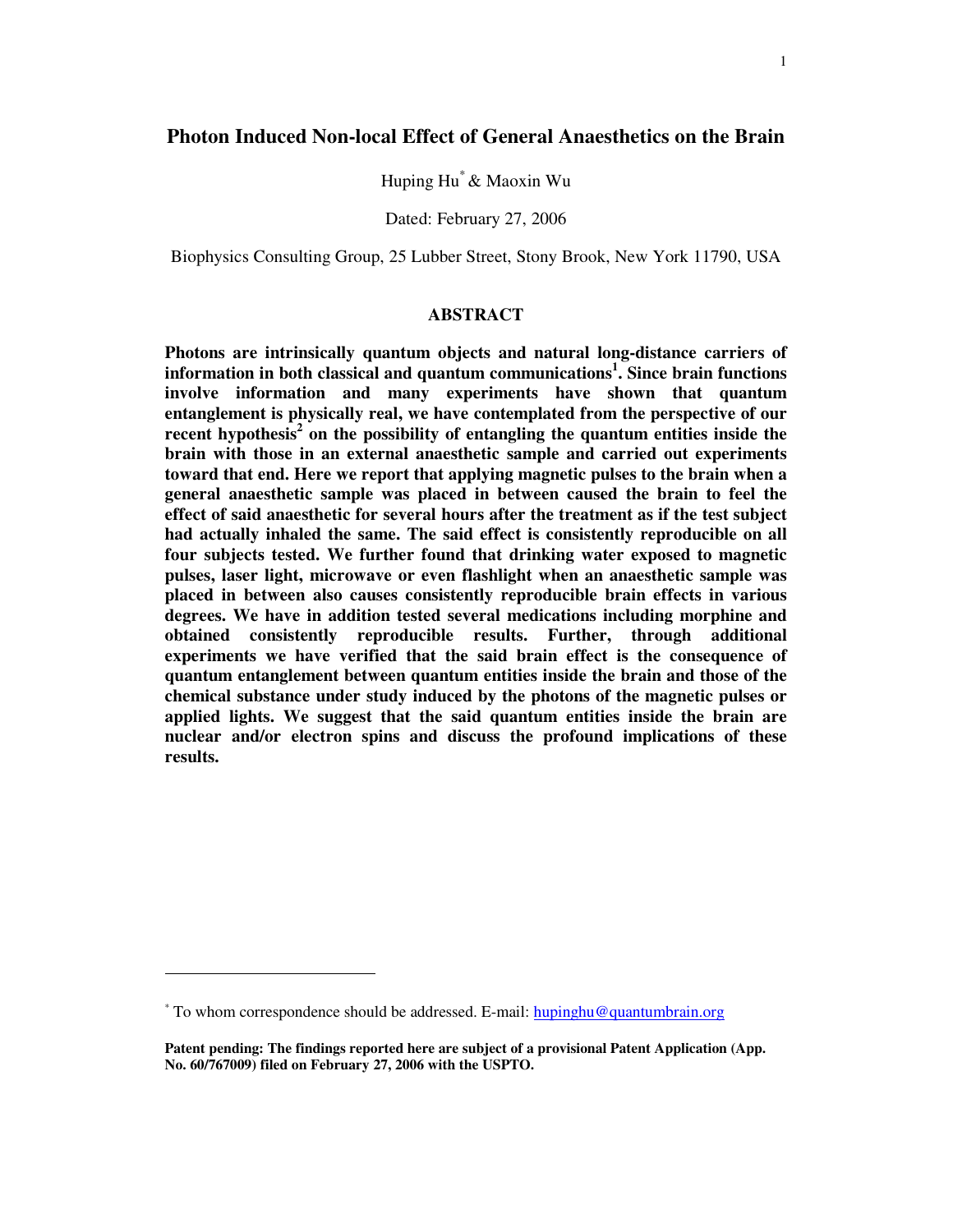# Photon Induced Non-local Effect of General Anaesthetics on the Brain

Huping Hu* & Maoxin Wu

Dated: February 27, 2006

Biophysics Consulting Group, 25 Lubber Street, Stony Brook, New York 11790, USA

## ABSTRACT

**Photons are intrinsically quantum objects and natural long-distance carriers of information in both classical and quantum communications[1]. Since brain functions involve information and many experiments have shown that quantum entanglement is physically real, we have contemplated from the perspective of our recent hypothesis[2] on the possibility of entangling the quantum entities inside the brain with those in an external anaesthetic sample and carried out experiments toward that end. Here we report that applying magnetic pulses to the brain when a general anaesthetic sample was placed in between caused the brain to feel the effect of said anaesthetic for several hours after the treatment as if the test subject had actually inhaled the same. The said effect is consistently reproducible on all four subjects tested. We further found that drinking water exposed to magnetic pulses, laser light, microwave or even flashlight when an anaesthetic sample was placed in between also causes consistently reproducible brain effects in various degrees. We have in addition tested several medications including morphine and obtained consistently reproducible results. Further, through additional experiments we have verified that the said brain effect is the consequence of quantum entanglement between quantum entities inside the brain and those of the chemical substance under study induced by the photons of the magnetic pulses or applied lights. We suggest that the said quantum entities inside the brain are nuclear and/or electron spins and discuss the profound implications of these results.**

---

\* To whom correspondence should be addressed. E-mail: hupinghu@quantumbrain.org

**Patent pending: The findings reported here are subject of a provisional Patent Application (App. No. 60/767009) filed on February 27, 2006 with the USPTO.**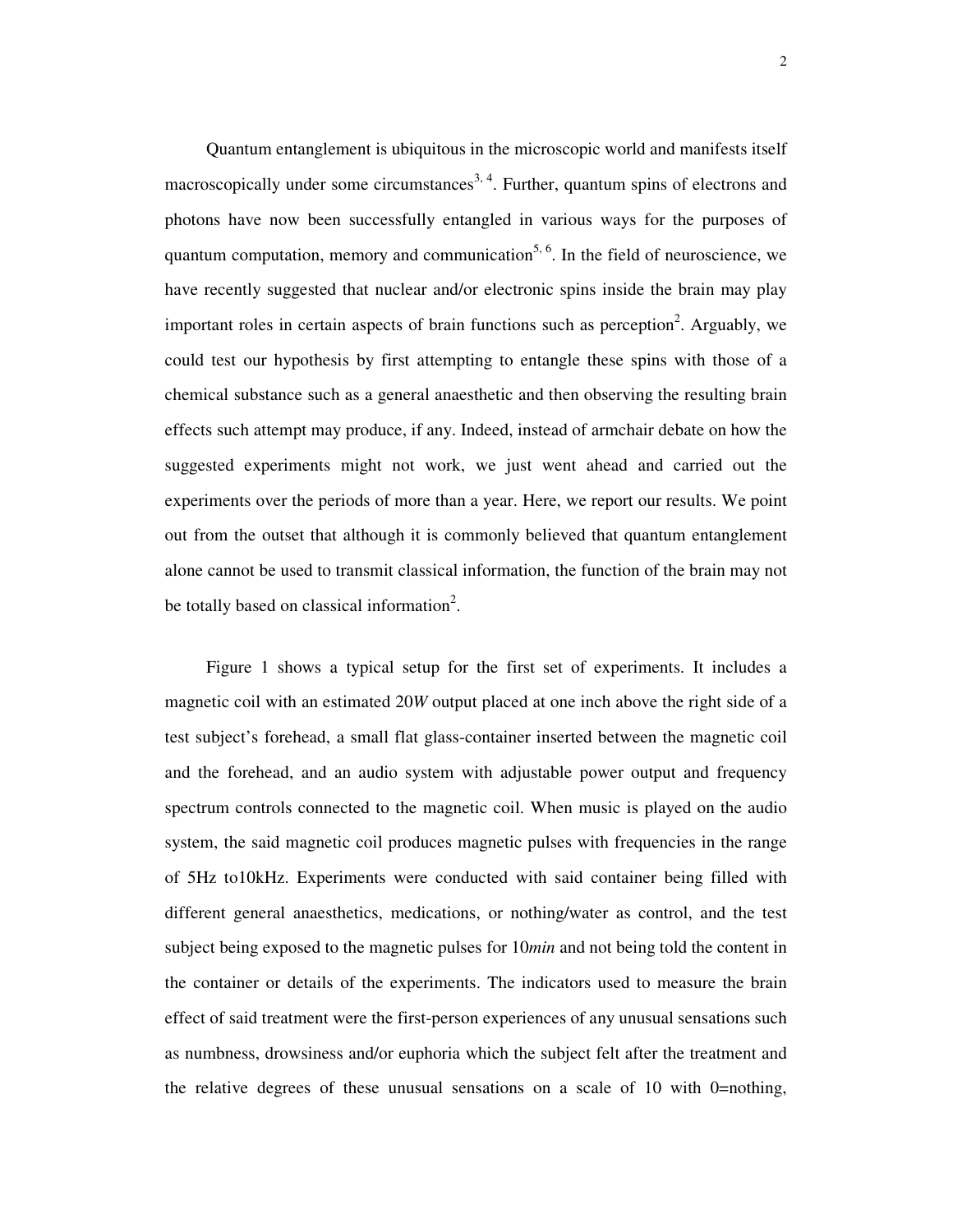Quantum entanglement is ubiquitous in the microscopic world and manifests itself macroscopically under some circumstances[3, 4]. Further, quantum spins of electrons and photons have now been successfully entangled in various ways for the purposes of quantum computation, memory and communication[5, 6]. In the field of neuroscience, we have recently suggested that nuclear and/or electronic spins inside the brain may play important roles in certain aspects of brain functions such as perception[2]. Arguably, we could test our hypothesis by first attempting to entangle these spins with those of a chemical substance such as a general anaesthetic and then observing the resulting brain effects such attempt may produce, if any. Indeed, instead of armchair debate on how the suggested experiments might not work, we just went ahead and carried out the experiments over the periods of more than a year. Here, we report our results. We point out from the outset that although it is commonly believed that quantum entanglement alone cannot be used to transmit classical information, the function of the brain may not be totally based on classical information[2].

Figure 1 shows a typical setup for the first set of experiments. It includes a magnetic coil with an estimated 20*W* output placed at one inch above the right side of a test subject's forehead, a small flat glass-container inserted between the magnetic coil and the forehead, and an audio system with adjustable power output and frequency spectrum controls connected to the magnetic coil. When music is played on the audio system, the said magnetic coil produces magnetic pulses with frequencies in the range of 5Hz to10kHz. Experiments were conducted with said container being filled with different general anaesthetics, medications, or nothing/water as control, and the test subject being exposed to the magnetic pulses for 10*min* and not being told the content in the container or details of the experiments. The indicators used to measure the brain effect of said treatment were the first-person experiences of any unusual sensations such as numbness, drowsiness and/or euphoria which the subject felt after the treatment and the relative degrees of these unusual sensations on a scale of 10 with 0=nothing,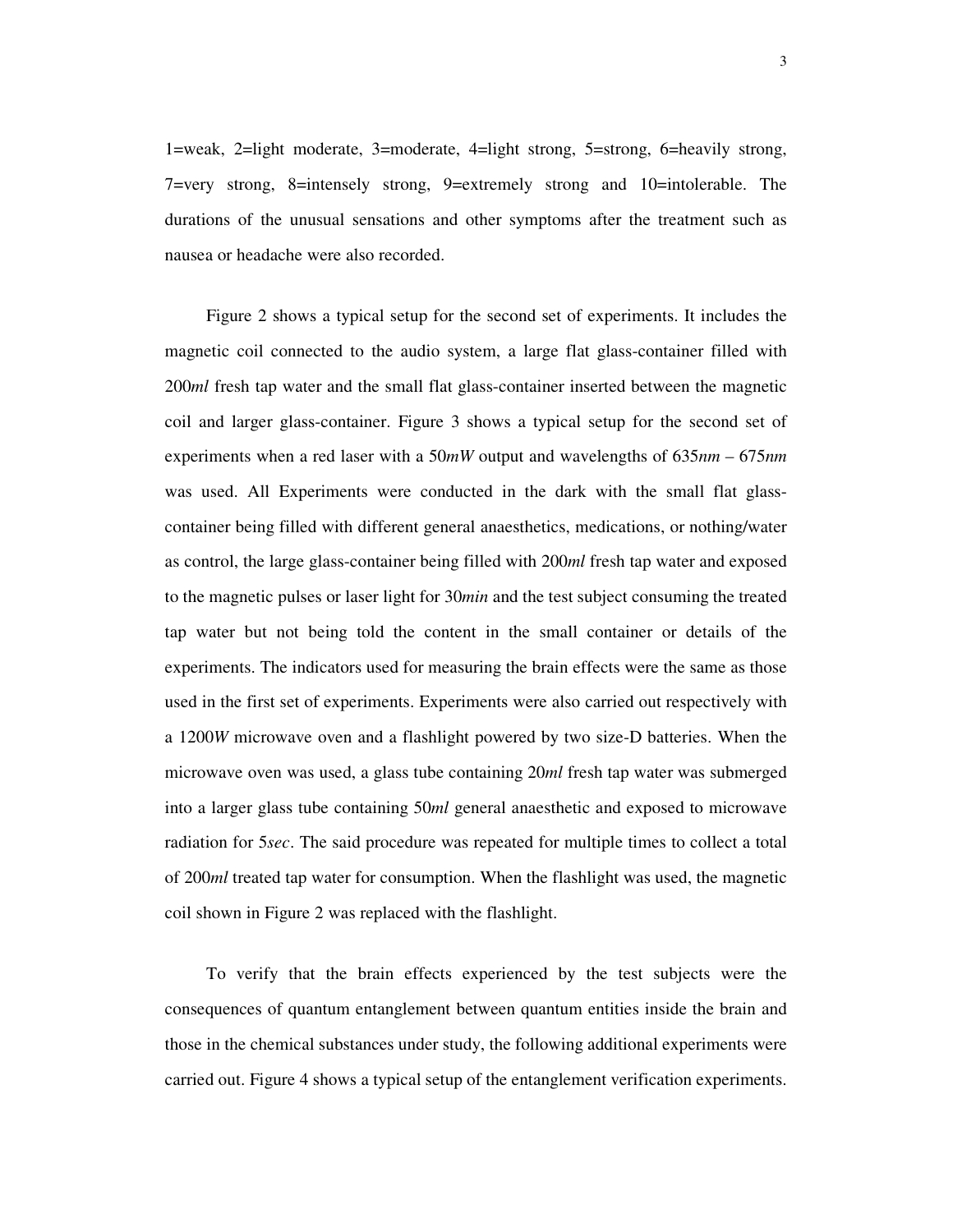1=weak, 2=light moderate, 3=moderate, 4=light strong, 5=strong, 6=heavily strong, 7=very strong, 8=intensely strong, 9=extremely strong and 10=intolerable. The durations of the unusual sensations and other symptoms after the treatment such as nausea or headache were also recorded.

Figure 2 shows a typical setup for the second set of experiments. It includes the magnetic coil connected to the audio system, a large flat glass-container filled with 200*ml* fresh tap water and the small flat glass-container inserted between the magnetic coil and larger glass-container. Figure 3 shows a typical setup for the second set of experiments when a red laser with a 50*mW* output and wavelengths of 635*nm* – 675*nm* was used. All Experiments were conducted in the dark with the small flat glass-container being filled with different general anaesthetics, medications, or nothing/water as control, the large glass-container being filled with 200*ml* fresh tap water and exposed to the magnetic pulses or laser light for 30*min* and the test subject consuming the treated tap water but not being told the content in the small container or details of the experiments. The indicators used for measuring the brain effects were the same as those used in the first set of experiments. Experiments were also carried out respectively with a 1200*W* microwave oven and a flashlight powered by two size-D batteries. When the microwave oven was used, a glass tube containing 20*ml* fresh tap water was submerged into a larger glass tube containing 50*ml* general anaesthetic and exposed to microwave radiation for 5*sec*. The said procedure was repeated for multiple times to collect a total of 200*ml* treated tap water for consumption. When the flashlight was used, the magnetic coil shown in Figure 2 was replaced with the flashlight.

To verify that the brain effects experienced by the test subjects were the consequences of quantum entanglement between quantum entities inside the brain and those in the chemical substances under study, the following additional experiments were carried out. Figure 4 shows a typical setup of the entanglement verification experiments.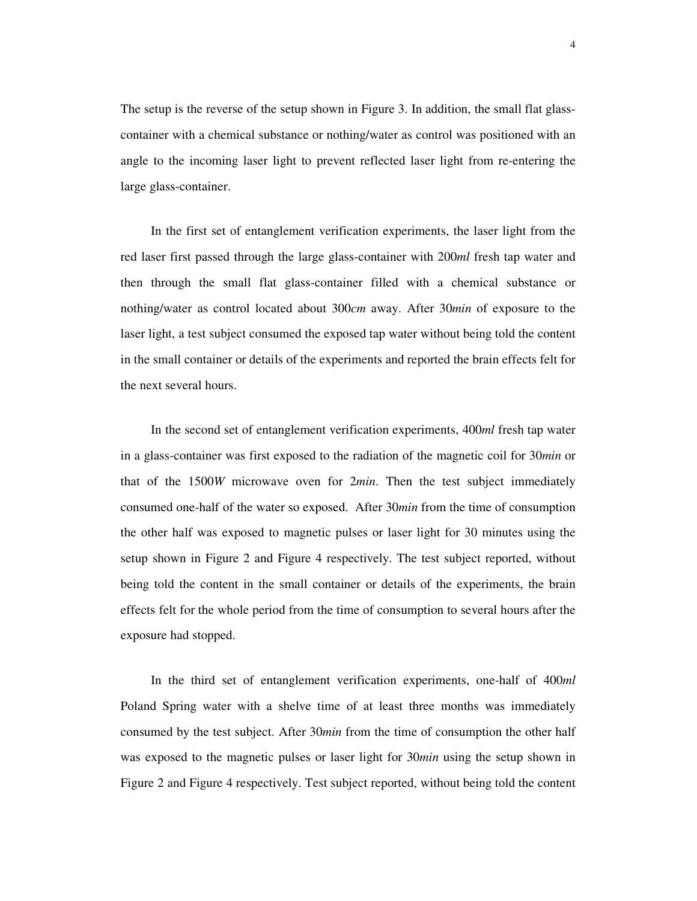The setup is the reverse of the setup shown in Figure 3. In addition, the small flat glass-container with a chemical substance or nothing/water as control was positioned with an angle to the incoming laser light to prevent reflected laser light from re-entering the large glass-container.

In the first set of entanglement verification experiments, the laser light from the red laser first passed through the large glass-container with 200*ml* fresh tap water and then through the small flat glass-container filled with a chemical substance or nothing/water as control located about 300*cm* away. After 30*min* of exposure to the laser light, a test subject consumed the exposed tap water without being told the content in the small container or details of the experiments and reported the brain effects felt for the next several hours.

In the second set of entanglement verification experiments, 400*ml* fresh tap water in a glass-container was first exposed to the radiation of the magnetic coil for 30*min* or that of the 1500*W* microwave oven for 2*min*. Then the test subject immediately consumed one-half of the water so exposed. After 30*min* from the time of consumption the other half was exposed to magnetic pulses or laser light for 30 minutes using the setup shown in Figure 2 and Figure 4 respectively. The test subject reported, without being told the content in the small container or details of the experiments, the brain effects felt for the whole period from the time of consumption to several hours after the exposure had stopped.

In the third set of entanglement verification experiments, one-half of 400*ml* Poland Spring water with a shelve time of at least three months was immediately consumed by the test subject. After 30*min* from the time of consumption the other half was exposed to the magnetic pulses or laser light for 30*min* using the setup shown in Figure 2 and Figure 4 respectively. Test subject reported, without being told the content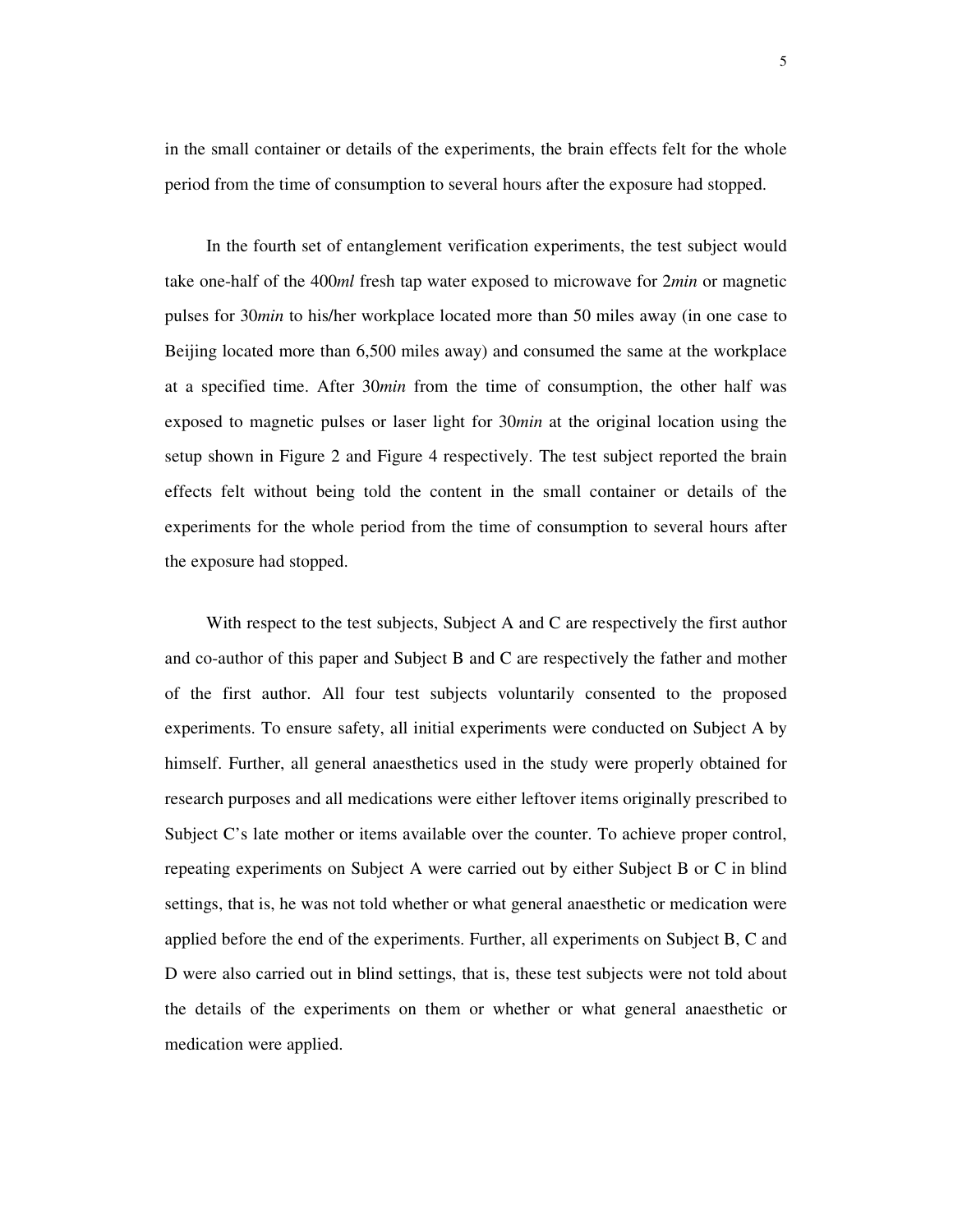in the small container or details of the experiments, the brain effects felt for the whole period from the time of consumption to several hours after the exposure had stopped.

In the fourth set of entanglement verification experiments, the test subject would take one-half of the 400*ml* fresh tap water exposed to microwave for 2*min* or magnetic pulses for 30*min* to his/her workplace located more than 50 miles away (in one case to Beijing located more than 6,500 miles away) and consumed the same at the workplace at a specified time. After 30*min* from the time of consumption, the other half was exposed to magnetic pulses or laser light for 30*min* at the original location using the setup shown in Figure 2 and Figure 4 respectively. The test subject reported the brain effects felt without being told the content in the small container or details of the experiments for the whole period from the time of consumption to several hours after the exposure had stopped.

With respect to the test subjects, Subject A and C are respectively the first author and co-author of this paper and Subject B and C are respectively the father and mother of the first author. All four test subjects voluntarily consented to the proposed experiments. To ensure safety, all initial experiments were conducted on Subject A by himself. Further, all general anaesthetics used in the study were properly obtained for research purposes and all medications were either leftover items originally prescribed to Subject C's late mother or items available over the counter. To achieve proper control, repeating experiments on Subject A were carried out by either Subject B or C in blind settings, that is, he was not told whether or what general anaesthetic or medication were applied before the end of the experiments. Further, all experiments on Subject B, C and D were also carried out in blind settings, that is, these test subjects were not told about the details of the experiments on them or whether or what general anaesthetic or medication were applied.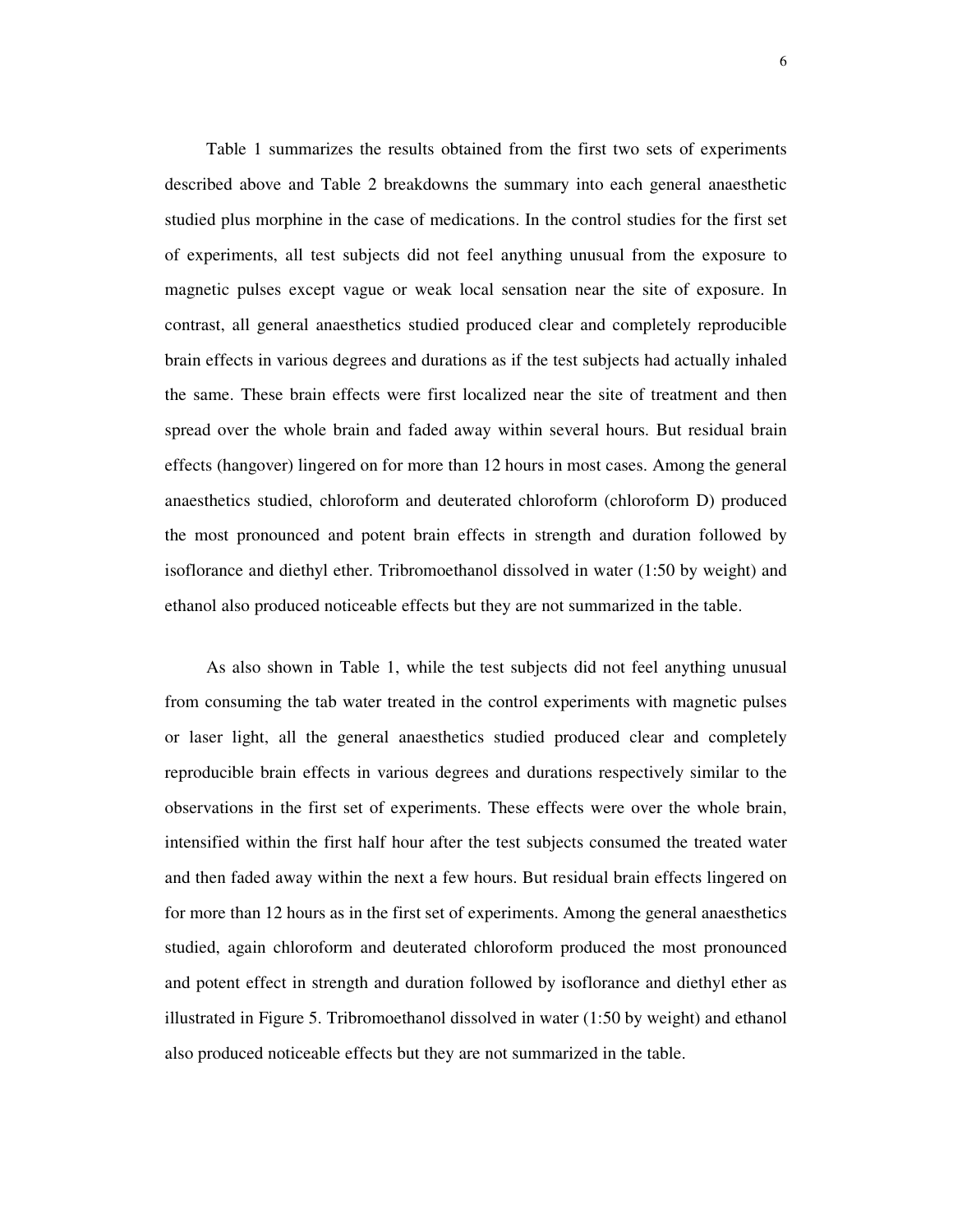Table 1 summarizes the results obtained from the first two sets of experiments described above and Table 2 breakdowns the summary into each general anaesthetic studied plus morphine in the case of medications. In the control studies for the first set of experiments, all test subjects did not feel anything unusual from the exposure to magnetic pulses except vague or weak local sensation near the site of exposure. In contrast, all general anaesthetics studied produced clear and completely reproducible brain effects in various degrees and durations as if the test subjects had actually inhaled the same. These brain effects were first localized near the site of treatment and then spread over the whole brain and faded away within several hours. But residual brain effects (hangover) lingered on for more than 12 hours in most cases. Among the general anaesthetics studied, chloroform and deuterated chloroform (chloroform D) produced the most pronounced and potent brain effects in strength and duration followed by isoflorance and diethyl ether. Tribromoethanol dissolved in water (1:50 by weight) and ethanol also produced noticeable effects but they are not summarized in the table.

As also shown in Table 1, while the test subjects did not feel anything unusual from consuming the tab water treated in the control experiments with magnetic pulses or laser light, all the general anaesthetics studied produced clear and completely reproducible brain effects in various degrees and durations respectively similar to the observations in the first set of experiments. These effects were over the whole brain, intensified within the first half hour after the test subjects consumed the treated water and then faded away within the next a few hours. But residual brain effects lingered on for more than 12 hours as in the first set of experiments. Among the general anaesthetics studied, again chloroform and deuterated chloroform produced the most pronounced and potent effect in strength and duration followed by isoflorance and diethyl ether as illustrated in Figure 5. Tribromoethanol dissolved in water (1:50 by weight) and ethanol also produced noticeable effects but they are not summarized in the table.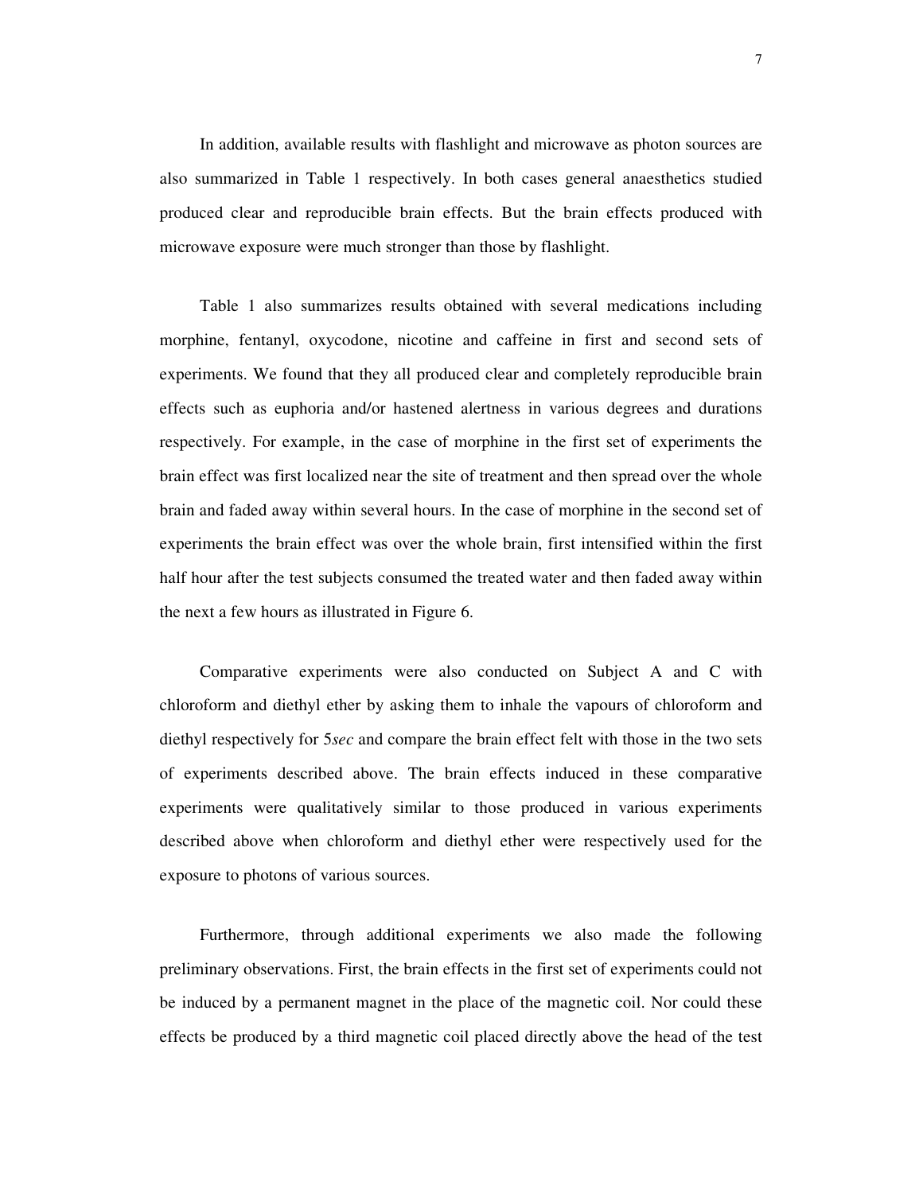In addition, available results with flashlight and microwave as photon sources are also summarized in Table 1 respectively. In both cases general anaesthetics studied produced clear and reproducible brain effects. But the brain effects produced with microwave exposure were much stronger than those by flashlight.

Table 1 also summarizes results obtained with several medications including morphine, fentanyl, oxycodone, nicotine and caffeine in first and second sets of experiments. We found that they all produced clear and completely reproducible brain effects such as euphoria and/or hastened alertness in various degrees and durations respectively. For example, in the case of morphine in the first set of experiments the brain effect was first localized near the site of treatment and then spread over the whole brain and faded away within several hours. In the case of morphine in the second set of experiments the brain effect was over the whole brain, first intensified within the first half hour after the test subjects consumed the treated water and then faded away within the next a few hours as illustrated in Figure 6.

Comparative experiments were also conducted on Subject A and C with chloroform and diethyl ether by asking them to inhale the vapours of chloroform and diethyl respectively for 5*sec* and compare the brain effect felt with those in the two sets of experiments described above. The brain effects induced in these comparative experiments were qualitatively similar to those produced in various experiments described above when chloroform and diethyl ether were respectively used for the exposure to photons of various sources.

Furthermore, through additional experiments we also made the following preliminary observations. First, the brain effects in the first set of experiments could not be induced by a permanent magnet in the place of the magnetic coil. Nor could these effects be produced by a third magnetic coil placed directly above the head of the test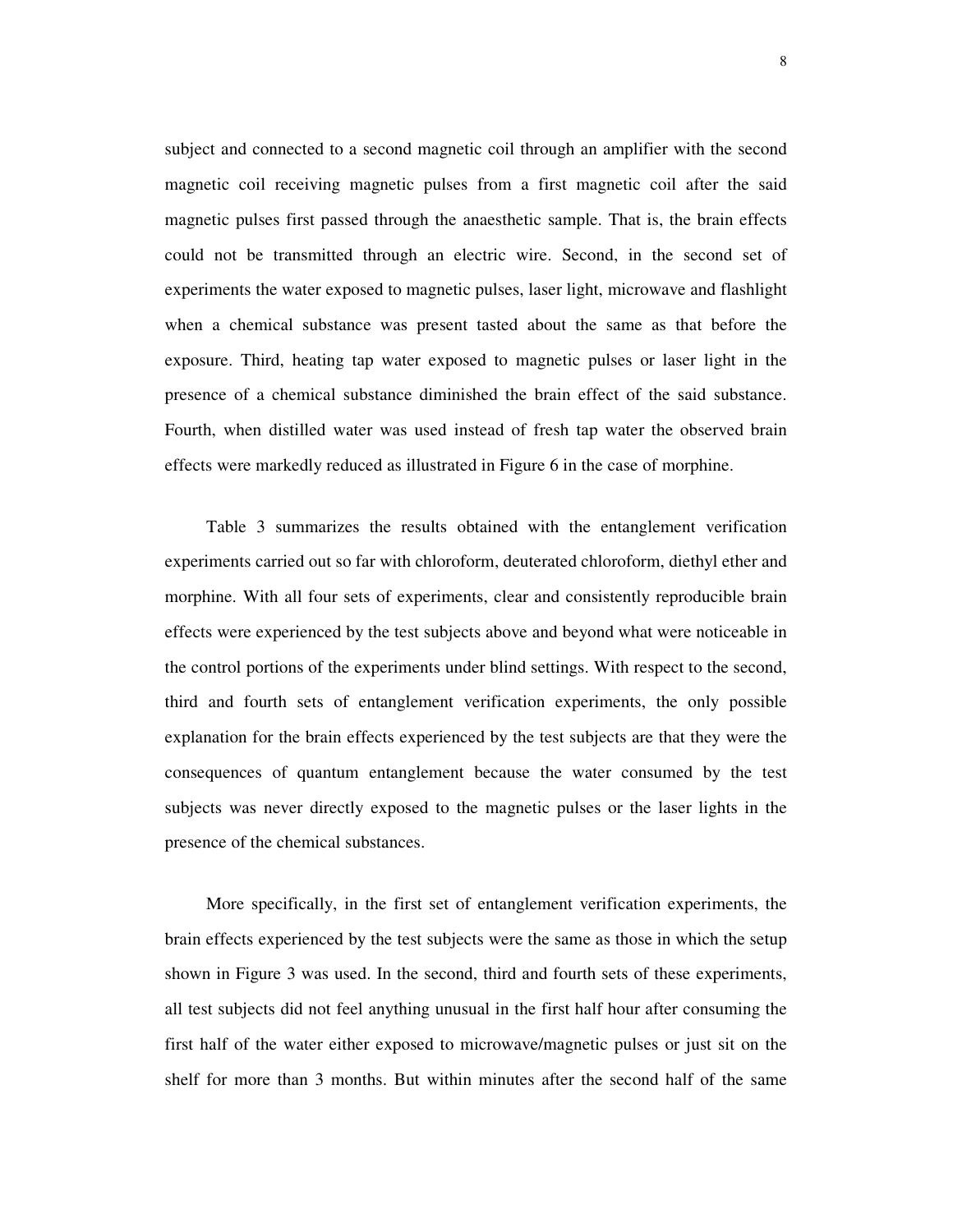subject and connected to a second magnetic coil through an amplifier with the second magnetic coil receiving magnetic pulses from a first magnetic coil after the said magnetic pulses first passed through the anaesthetic sample. That is, the brain effects could not be transmitted through an electric wire. Second, in the second set of experiments the water exposed to magnetic pulses, laser light, microwave and flashlight when a chemical substance was present tasted about the same as that before the exposure. Third, heating tap water exposed to magnetic pulses or laser light in the presence of a chemical substance diminished the brain effect of the said substance. Fourth, when distilled water was used instead of fresh tap water the observed brain effects were markedly reduced as illustrated in Figure 6 in the case of morphine.

Table 3 summarizes the results obtained with the entanglement verification experiments carried out so far with chloroform, deuterated chloroform, diethyl ether and morphine. With all four sets of experiments, clear and consistently reproducible brain effects were experienced by the test subjects above and beyond what were noticeable in the control portions of the experiments under blind settings. With respect to the second, third and fourth sets of entanglement verification experiments, the only possible explanation for the brain effects experienced by the test subjects are that they were the consequences of quantum entanglement because the water consumed by the test subjects was never directly exposed to the magnetic pulses or the laser lights in the presence of the chemical substances.

More specifically, in the first set of entanglement verification experiments, the brain effects experienced by the test subjects were the same as those in which the setup shown in Figure 3 was used. In the second, third and fourth sets of these experiments, all test subjects did not feel anything unusual in the first half hour after consuming the first half of the water either exposed to microwave/magnetic pulses or just sit on the shelf for more than 3 months. But within minutes after the second half of the same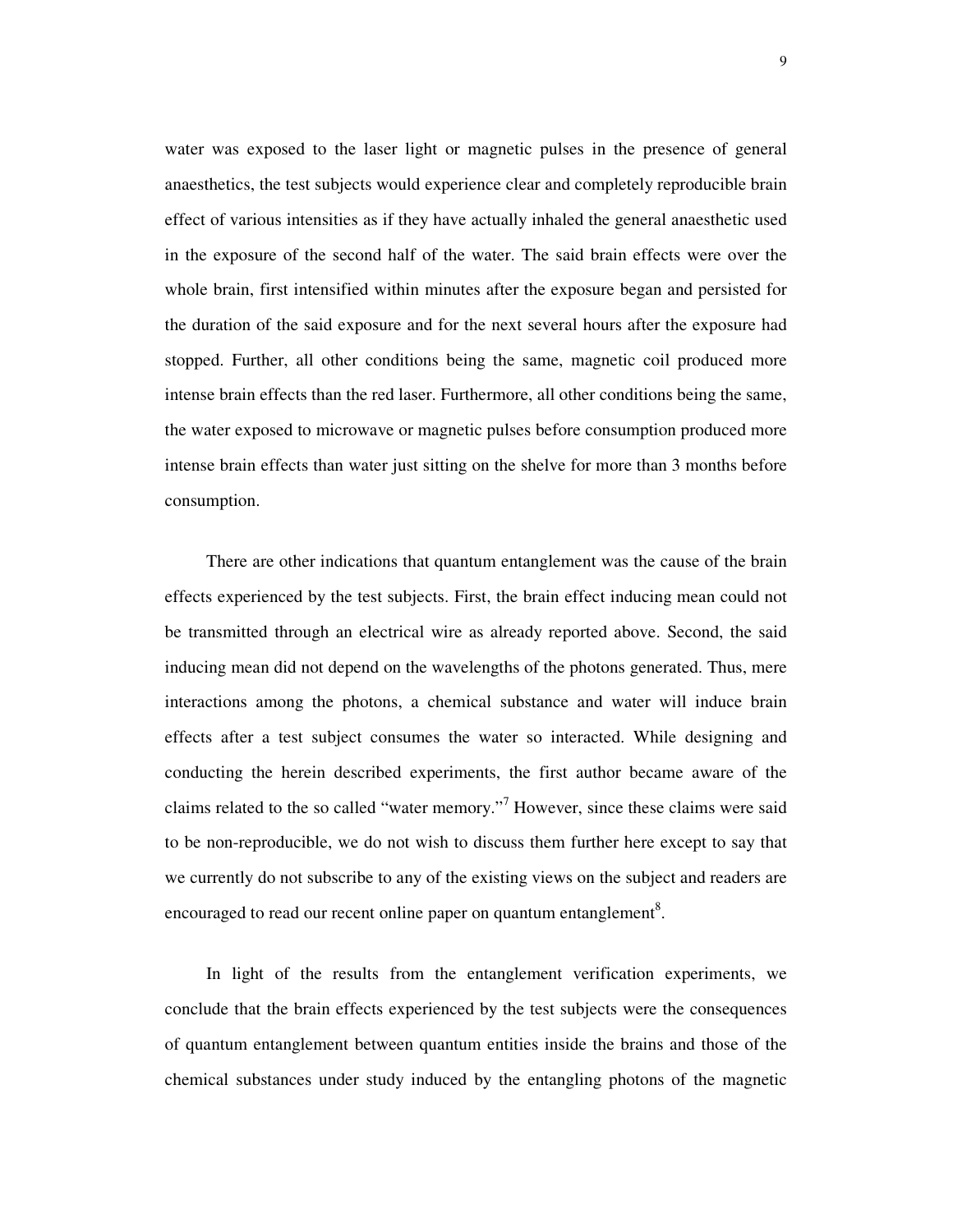water was exposed to the laser light or magnetic pulses in the presence of general anaesthetics, the test subjects would experience clear and completely reproducible brain effect of various intensities as if they have actually inhaled the general anaesthetic used in the exposure of the second half of the water. The said brain effects were over the whole brain, first intensified within minutes after the exposure began and persisted for the duration of the said exposure and for the next several hours after the exposure had stopped. Further, all other conditions being the same, magnetic coil produced more intense brain effects than the red laser. Furthermore, all other conditions being the same, the water exposed to microwave or magnetic pulses before consumption produced more intense brain effects than water just sitting on the shelve for more than 3 months before consumption.

There are other indications that quantum entanglement was the cause of the brain effects experienced by the test subjects. First, the brain effect inducing mean could not be transmitted through an electrical wire as already reported above. Second, the said inducing mean did not depend on the wavelengths of the photons generated. Thus, mere interactions among the photons, a chemical substance and water will induce brain effects after a test subject consumes the water so interacted. While designing and conducting the herein described experiments, the first author became aware of the claims related to the so called "water memory."[7] However, since these claims were said to be non-reproducible, we do not wish to discuss them further here except to say that we currently do not subscribe to any of the existing views on the subject and readers are encouraged to read our recent online paper on quantum entanglement[8].

In light of the results from the entanglement verification experiments, we conclude that the brain effects experienced by the test subjects were the consequences of quantum entanglement between quantum entities inside the brains and those of the chemical substances under study induced by the entangling photons of the magnetic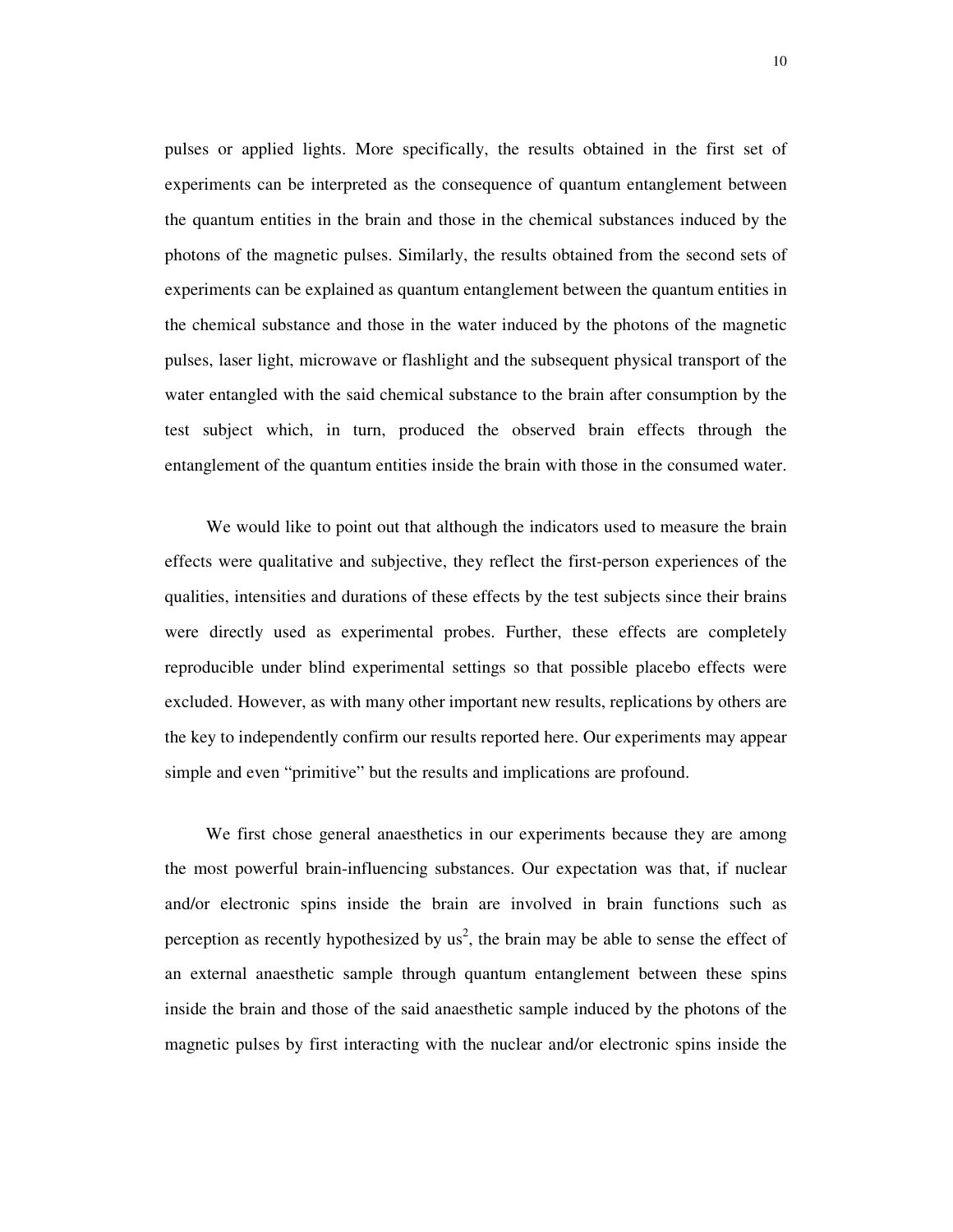pulses or applied lights. More specifically, the results obtained in the first set of experiments can be interpreted as the consequence of quantum entanglement between the quantum entities in the brain and those in the chemical substances induced by the photons of the magnetic pulses. Similarly, the results obtained from the second sets of experiments can be explained as quantum entanglement between the quantum entities in the chemical substance and those in the water induced by the photons of the magnetic pulses, laser light, microwave or flashlight and the subsequent physical transport of the water entangled with the said chemical substance to the brain after consumption by the test subject which, in turn, produced the observed brain effects through the entanglement of the quantum entities inside the brain with those in the consumed water.

We would like to point out that although the indicators used to measure the brain effects were qualitative and subjective, they reflect the first-person experiences of the qualities, intensities and durations of these effects by the test subjects since their brains were directly used as experimental probes. Further, these effects are completely reproducible under blind experimental settings so that possible placebo effects were excluded. However, as with many other important new results, replications by others are the key to independently confirm our results reported here. Our experiments may appear simple and even "primitive" but the results and implications are profound.

We first chose general anaesthetics in our experiments because they are among the most powerful brain-influencing substances. Our expectation was that, if nuclear and/or electronic spins inside the brain are involved in brain functions such as perception as recently hypothesized by us[2], the brain may be able to sense the effect of an external anaesthetic sample through quantum entanglement between these spins inside the brain and those of the said anaesthetic sample induced by the photons of the magnetic pulses by first interacting with the nuclear and/or electronic spins inside the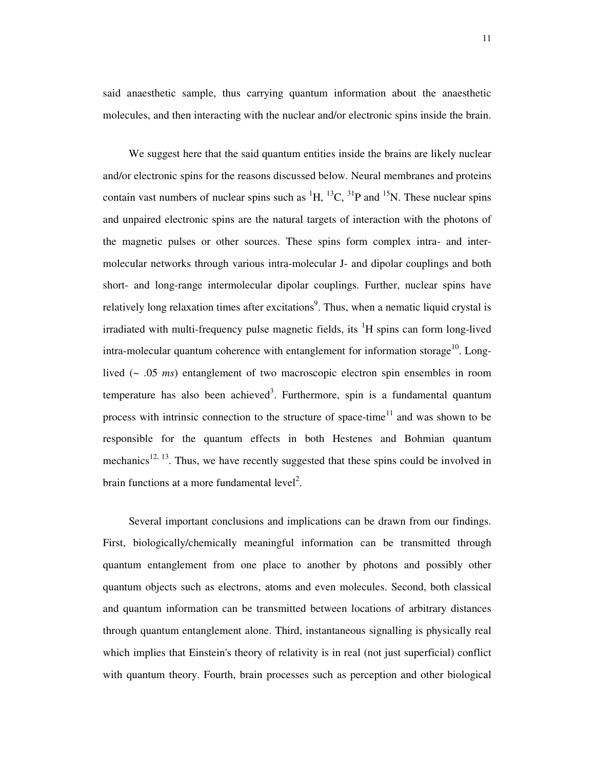said anaesthetic sample, thus carrying quantum information about the anaesthetic molecules, and then interacting with the nuclear and/or electronic spins inside the brain.

We suggest here that the said quantum entities inside the brains are likely nuclear and/or electronic spins for the reasons discussed below. Neural membranes and proteins contain vast numbers of nuclear spins such as $^{1}H$, $^{13}C$, $^{31}P$ and $^{15}N$. These nuclear spins and unpaired electronic spins are the natural targets of interaction with the photons of the magnetic pulses or other sources. These spins form complex intra- and inter-molecular networks through various intra-molecular J- and dipolar couplings and both short- and long-range intermolecular dipolar couplings. Further, nuclear spins have relatively long relaxation times after excitations[9]. Thus, when a nematic liquid crystal is irradiated with multi-frequency pulse magnetic fields, its $^{1}H$ spins can form long-lived intra-molecular quantum coherence with entanglement for information storage[10]. Long-lived (~ .05 *ms*) entanglement of two macroscopic electron spin ensembles in room temperature has also been achieved[3]. Furthermore, spin is a fundamental quantum process with intrinsic connection to the structure of space-time[11] and was shown to be responsible for the quantum effects in both Hestenes and Bohmian quantum mechanics[12, 13]. Thus, we have recently suggested that these spins could be involved in brain functions at a more fundamental level[2].

Several important conclusions and implications can be drawn from our findings. First, biologically/chemically meaningful information can be transmitted through quantum entanglement from one place to another by photons and possibly other quantum objects such as electrons, atoms and even molecules. Second, both classical and quantum information can be transmitted between locations of arbitrary distances through quantum entanglement alone. Third, instantaneous signalling is physically real which implies that Einstein's theory of relativity is in real (not just superficial) conflict with quantum theory. Fourth, brain processes such as perception and other biological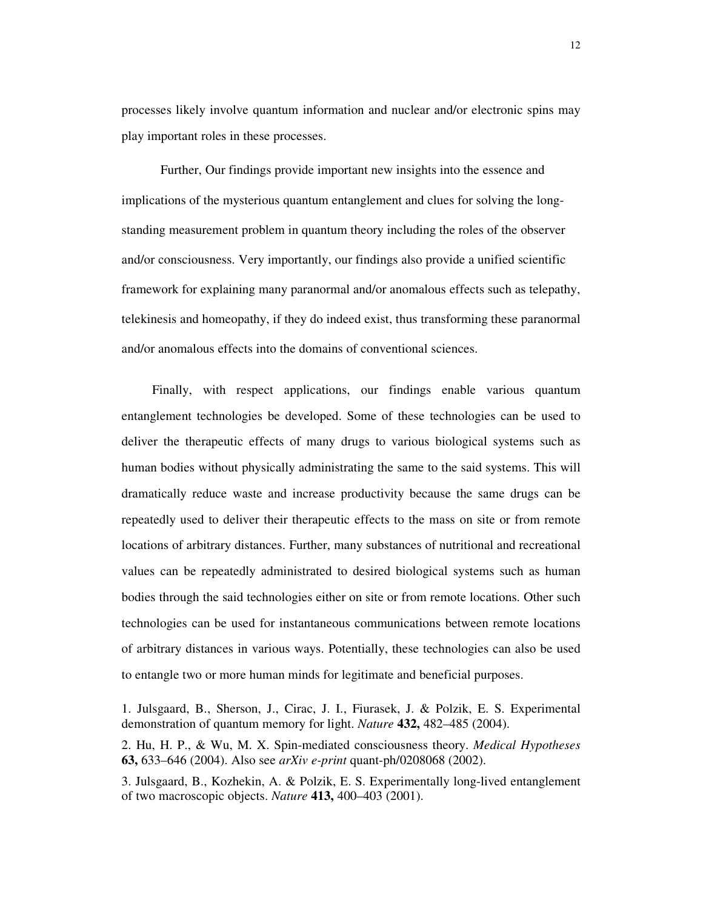processes likely involve quantum information and nuclear and/or electronic spins may play important roles in these processes.

Further, Our findings provide important new insights into the essence and implications of the mysterious quantum entanglement and clues for solving the long-standing measurement problem in quantum theory including the roles of the observer and/or consciousness. Very importantly, our findings also provide a unified scientific framework for explaining many paranormal and/or anomalous effects such as telepathy, telekinesis and homeopathy, if they do indeed exist, thus transforming these paranormal and/or anomalous effects into the domains of conventional sciences.

Finally, with respect applications, our findings enable various quantum entanglement technologies be developed. Some of these technologies can be used to deliver the therapeutic effects of many drugs to various biological systems such as human bodies without physically administrating the same to the said systems. This will dramatically reduce waste and increase productivity because the same drugs can be repeatedly used to deliver their therapeutic effects to the mass on site or from remote locations of arbitrary distances. Further, many substances of nutritional and recreational values can be repeatedly administrated to desired biological systems such as human bodies through the said technologies either on site or from remote locations. Other such technologies can be used for instantaneous communications between remote locations of arbitrary distances in various ways. Potentially, these technologies can also be used to entangle two or more human minds for legitimate and beneficial purposes.

1. Julsgaard, B., Sherson, J., Cirac, J. I., Fiurasek, J. & Polzik, E. S. Experimental demonstration of quantum memory for light. *Nature* **432,** 482–485 (2004).

2. Hu, H. P., & Wu, M. X. Spin-mediated consciousness theory. *Medical Hypotheses* **63,** 633–646 (2004). Also see *arXiv e-print* quant-ph/0208068 (2002).

3. Julsgaard, B., Kozhekin, A. & Polzik, E. S. Experimentally long-lived entanglement of two macroscopic objects. *Nature* **413,** 400–403 (2001).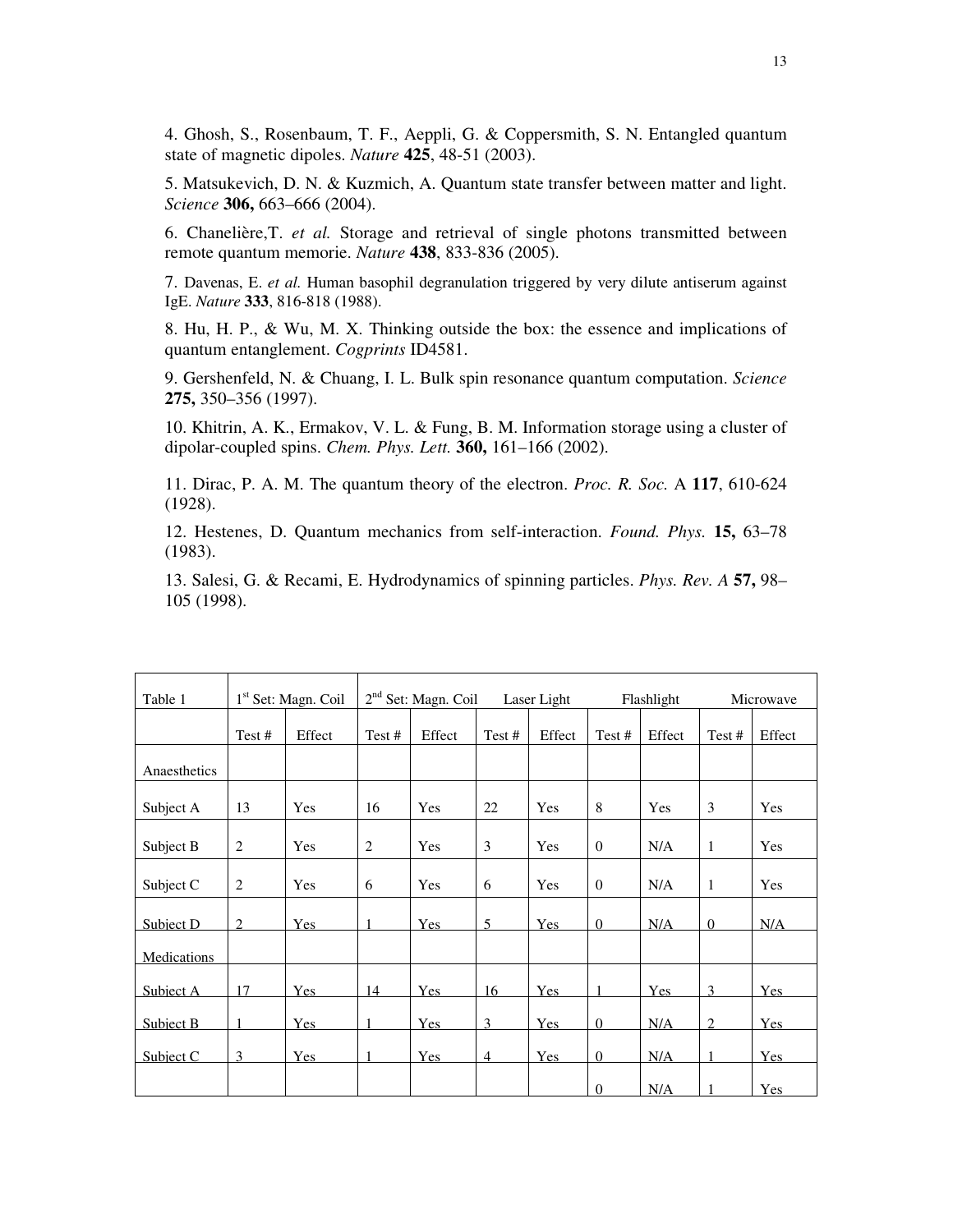4. Ghosh, S., Rosenbaum, T. F., Aeppli, G. & Coppersmith, S. N. Entangled quantum state of magnetic dipoles. *Nature* **425**, 48-51 (2003).

5. Matsukevich, D. N. & Kuzmich, A. Quantum state transfer between matter and light. *Science* **306,** 663–666 (2004).

6. Chanelière,T. *et al.* Storage and retrieval of single photons transmitted between remote quantum memorie. *Nature* **438**, 833-836 (2005).

7. Davenas, E. *et al.* Human basophil degranulation triggered by very dilute antiserum against IgE. *Nature* **333**, 816-818 (1988).

8. Hu, H. P., & Wu, M. X. Thinking outside the box: the essence and implications of quantum entanglement. *Cogprints* ID4581.

9. Gershenfeld, N. & Chuang, I. L. Bulk spin resonance quantum computation. *Science* **275,** 350–356 (1997).

10. Khitrin, A. K., Ermakov, V. L. & Fung, B. M. Information storage using a cluster of dipolar-coupled spins. *Chem. Phys. Lett.* **360,** 161–166 (2002).

11. Dirac, P. A. M. The quantum theory of the electron. *Proc. R. Soc.* A **117**, 610-624 (1928).

12. Hestenes, D. Quantum mechanics from self-interaction. *Found. Phys.* **15,** 63–78 (1983).

13. Salesi, G. & Recami, E. Hydrodynamics of spinning particles. *Phys. Rev. A* **57,** 98–105 (1998).

| Table 1 | 1st Set: Magn. Coil | | 2nd Set: Magn. Coil | | Laser Light | | Flashlight | | Microwave | |
|---|---|---|---|---|---|---|---|---|---|---|
| | Test # | Effect | Test # | Effect | Test # | Effect | Test # | Effect | Test # | Effect |
| Anaesthetics | | | | | | | | | | |
| Subject A | 13 | Yes | 16 | Yes | 22 | Yes | 8 | Yes | 3 | Yes |
| Subject B | 2 | Yes | 2 | Yes | 3 | Yes | 0 | N/A | 1 | Yes |
| Subject C | 2 | Yes | 6 | Yes | 6 | Yes | 0 | N/A | 1 | Yes |
| Subject D | 2 | Yes | 1 | Yes | 5 | Yes | 0 | N/A | 0 | N/A |
| Medications | | | | | | | | | | |
| Subject A | 17 | Yes | 14 | Yes | 16 | Yes | 1 | Yes | 3 | Yes |
| Subject B | 1 | Yes | 1 | Yes | 3 | Yes | 0 | N/A | 2 | Yes |
| Subject C | 3 | Yes | 1 | Yes | 4 | Yes | 0 | N/A | 1 | Yes |
| | | | | | | | 0 | N/A | 1 | Yes |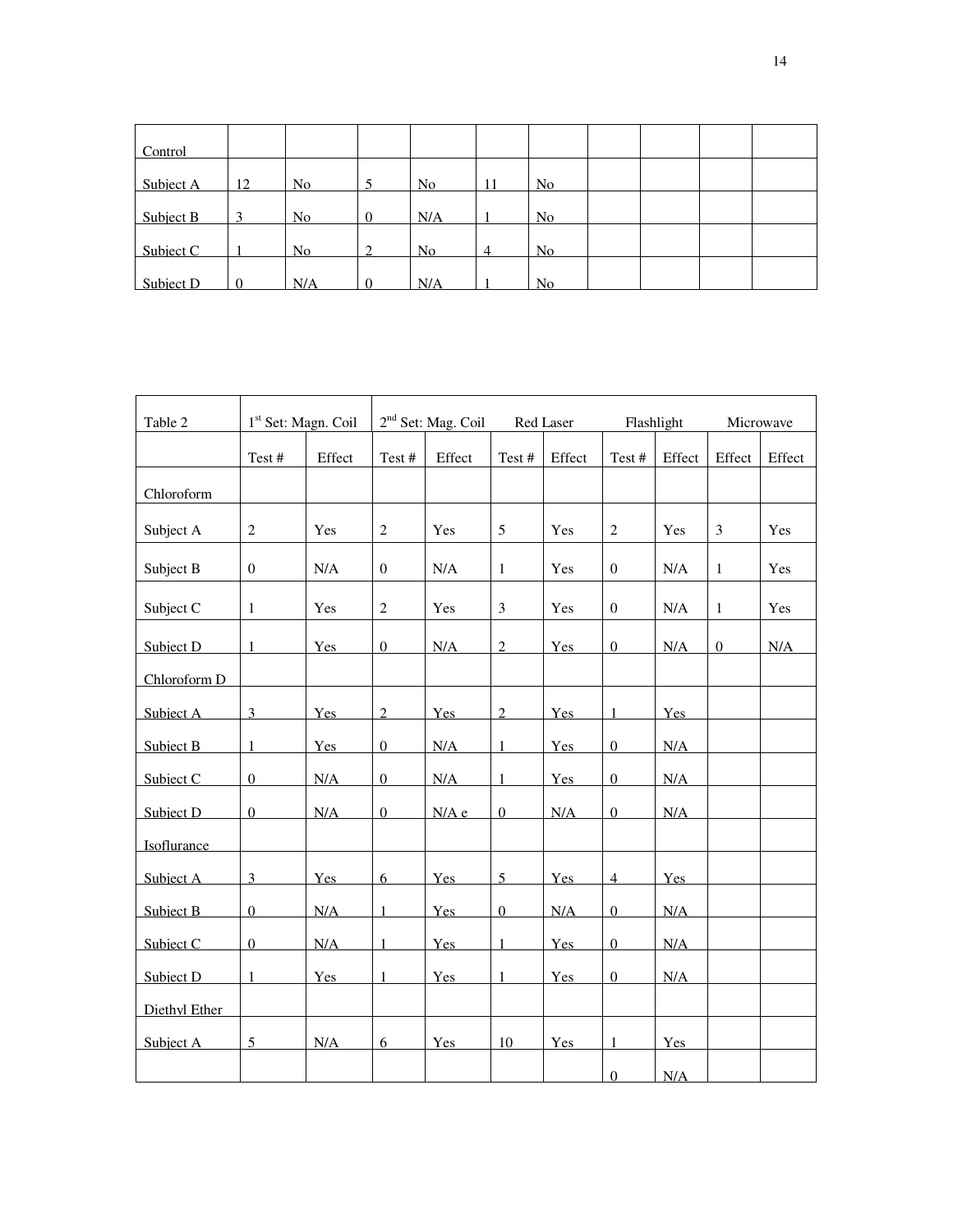| Control | | | | | | | | | | |
|---|---|---|---|---|---|---|---|---|---|---|
| Subject A | 12 | No | 5 | No | 11 | No | | | | |
| Subject B | 3 | No | 0 | N/A | 1 | No | | | | |
| Subject C | 1 | No | 2 | No | 4 | No | | | | |
| Subject D | 0 | N/A | 0 | N/A | 1 | No | | | | |

| Table 2 | 1st Set: Magn. Coil | | 2nd Set: Mag. Coil | | Red Laser | | Flashlight | | Microwave | |
|---|---|---|---|---|---|---|---|---|---|---|
| | Test # | Effect | Test # | Effect | Test # | Effect | Test # | Effect | Effect | Effect |
| Chloroform | | | | | | | | | | |
| Subject A | 2 | Yes | 2 | Yes | 5 | Yes | 2 | Yes | 3 | Yes |
| Subject B | 0 | N/A | 0 | N/A | 1 | Yes | 0 | N/A | 1 | Yes |
| Subject C | 1 | Yes | 2 | Yes | 3 | Yes | 0 | N/A | 1 | Yes |
| Subject D | 1 | Yes | 0 | N/A | 2 | Yes | 0 | N/A | 0 | N/A |
| Chloroform D | | | | | | | | | | |
| Subject A | 3 | Yes | 2 | Yes | 2 | Yes | 1 | Yes | | |
| Subject B | 1 | Yes | 0 | N/A | 1 | Yes | 0 | N/A | | |
| Subject C | 0 | N/A | 0 | N/A | 1 | Yes | 0 | N/A | | |
| Subject D | 0 | N/A | 0 | N/A e | 0 | N/A | 0 | N/A | | |
| Isoflurance | | | | | | | | | | |
| Subject A | 3 | Yes | 6 | Yes | 5 | Yes | 4 | Yes | | |
| Subject B | 0 | N/A | 1 | Yes | 0 | N/A | 0 | N/A | | |
| Subject C | 0 | N/A | 1 | Yes | 1 | Yes | 0 | N/A | | |
| Subject D | 1 | Yes | 1 | Yes | 1 | Yes | 0 | N/A | | |
| Diethyl Ether | | | | | | | | | | |
| Subject A | 5 | N/A | 6 | Yes | 10 | Yes | 1 | Yes | | |
| | | | | | | | 0 | N/A | | |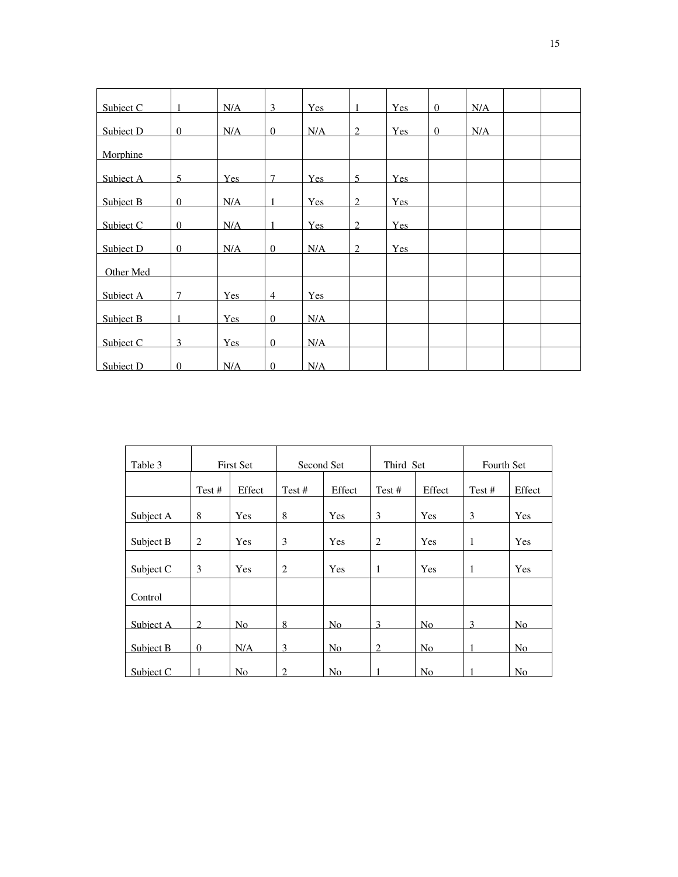| | | | | | | | | | | |
|---|---|---|---|---|---|---|---|---|---|---|
| Subject C | 1 | N/A | 3 | Yes | 1 | Yes | 0 | N/A | | |
| Subject D | 0 | N/A | 0 | N/A | 2 | Yes | 0 | N/A | | |
| Morphine | | | | | | | | | | |
| Subject A | 5 | Yes | 7 | Yes | 5 | Yes | | | | |
| Subject B | 0 | N/A | 1 | Yes | 2 | Yes | | | | |
| Subject C | 0 | N/A | 1 | Yes | 2 | Yes | | | | |
| Subject D | 0 | N/A | 0 | N/A | 2 | Yes | | | | |
| Other Med | | | | | | | | | | |
| Subject A | 7 | Yes | 4 | Yes | | | | | | |
| Subject B | 1 | Yes | 0 | N/A | | | | | | |
| Subject C | 3 | Yes | 0 | N/A | | | | | | |
| Subject D | 0 | N/A | 0 | N/A | | | | | | |

| Table 3 | First Set | | Second Set | | Third Set | | Fourth Set | |
|---|---|---|---|---|---|---|---|---|
| | Test # | Effect | Test # | Effect | Test # | Effect | Test # | Effect |
| Subject A | 8 | Yes | 8 | Yes | 3 | Yes | 3 | Yes |
| Subject B | 2 | Yes | 3 | Yes | 2 | Yes | 1 | Yes |
| Subject C | 3 | Yes | 2 | Yes | 1 | Yes | 1 | Yes |
| Control | | | | | | | | |
| Subject A | 2 | No | 8 | No | 3 | No | 3 | No |
| Subject B | 0 | N/A | 3 | No | 2 | No | 1 | No |
| Subject C | 1 | No | 2 | No | 1 | No | 1 | No |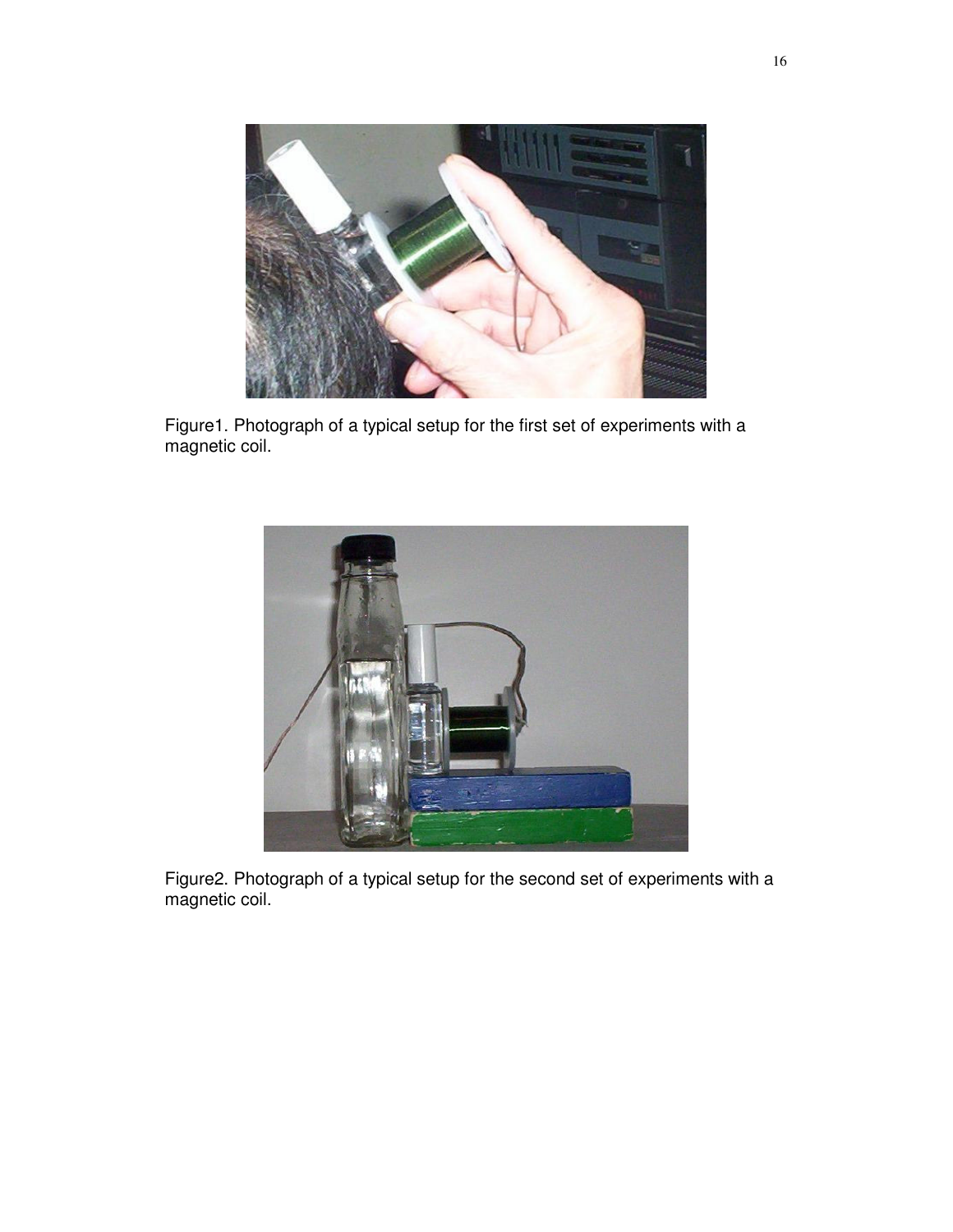Figure1. Photograph of a typical setup for the first set of experiments with a magnetic coil.

Figure2. Photograph of a typical setup for the second set of experiments with a magnetic coil.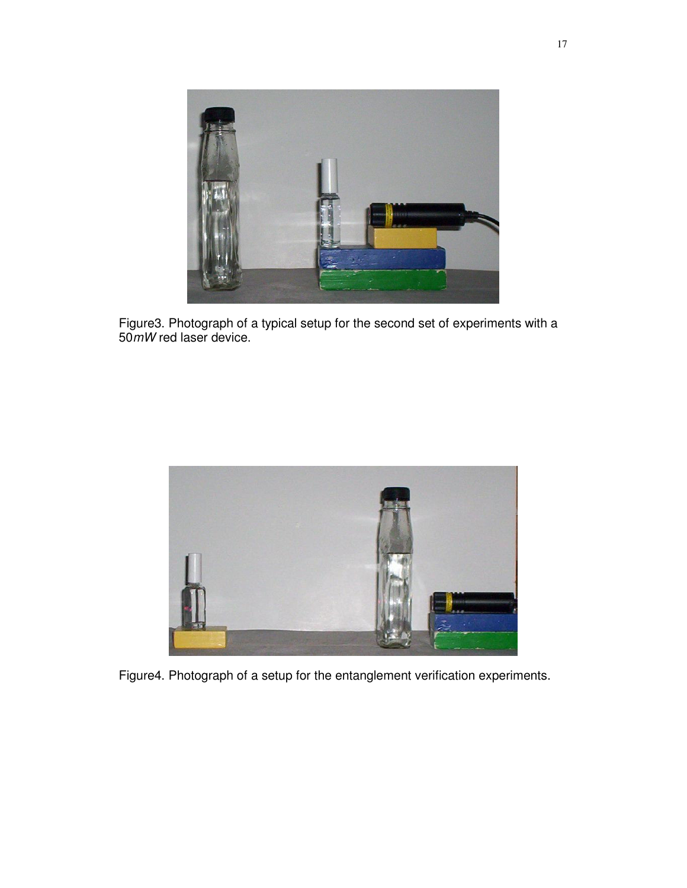Figure3. Photograph of a typical setup for the second set of experiments with a 50*mW* red laser device.

Figure4. Photograph of a setup for the entanglement verification experiments.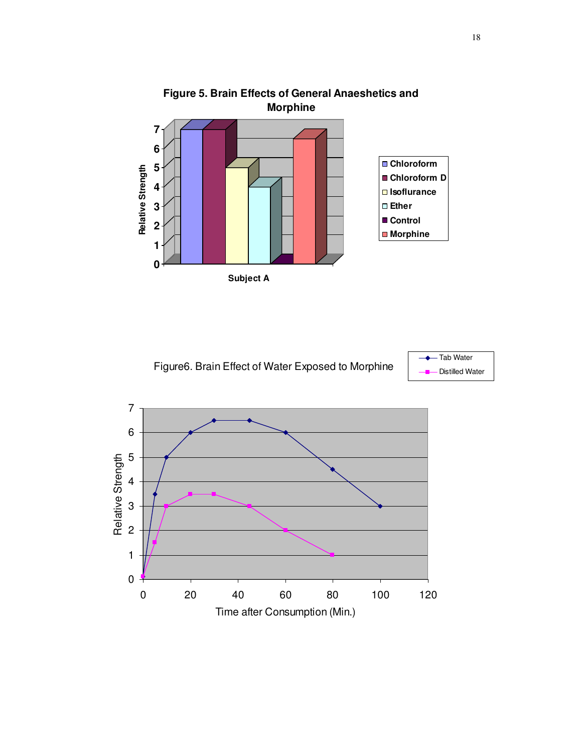**Figure 5. Brain Effects of General Anaeshetics and Morphine**

Relative Strength

7
6
5
4
3
2
1
0

Subject A

Chloroform
Chloroform D
Isoflurance
Ether
Control
Morphine

Figure6. Brain Effect of Water Exposed to Morphine

Tab Water
Distilled Water

Relative Strength

7
6
5
4
3
2
1
0

0 20 40 60 80 100 120

Time after Consumption (Min.)